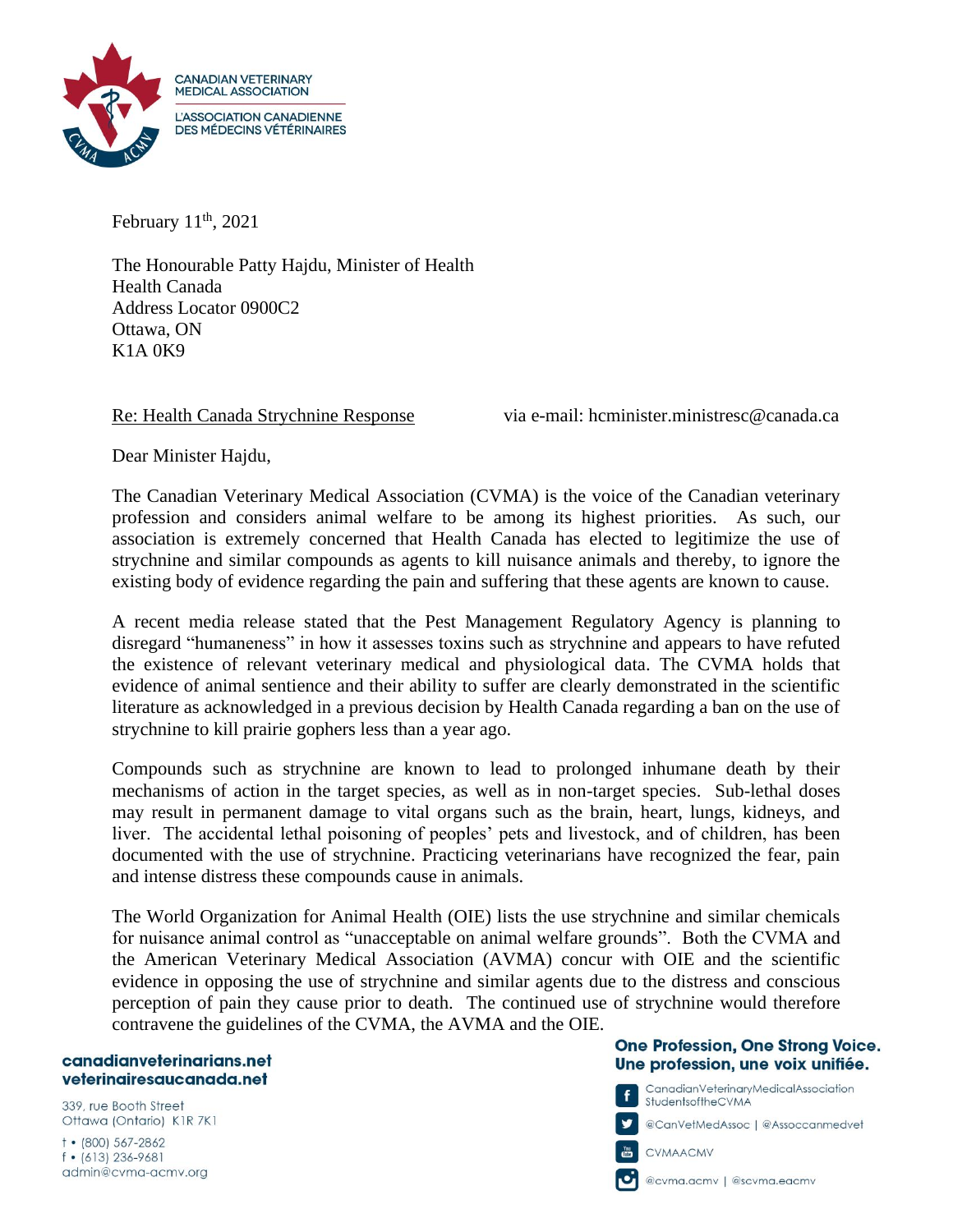CANADIAN VETERINARY MEDICAL ASSOCIATION

L'ASSOCIATION CANADIENNE DES MÉDECINS VÉTÉRINAIRES

February 11th, 2021

The Honourable Patty Hajdu, Minister of Health
Health Canada
Address Locator 0900C2
Ottawa, ON
K1A 0K9

Re: Health Canada Strychnine Response via e-mail: hcminister.ministresc@canada.ca

Dear Minister Hajdu,

The Canadian Veterinary Medical Association (CVMA) is the voice of the Canadian veterinary profession and considers animal welfare to be among its highest priorities. As such, our association is extremely concerned that Health Canada has elected to legitimize the use of strychnine and similar compounds as agents to kill nuisance animals and thereby, to ignore the existing body of evidence regarding the pain and suffering that these agents are known to cause.

A recent media release stated that the Pest Management Regulatory Agency is planning to disregard "humaneness" in how it assesses toxins such as strychnine and appears to have refuted the existence of relevant veterinary medical and physiological data. The CVMA holds that evidence of animal sentience and their ability to suffer are clearly demonstrated in the scientific literature as acknowledged in a previous decision by Health Canada regarding a ban on the use of strychnine to kill prairie gophers less than a year ago.

Compounds such as strychnine are known to lead to prolonged inhumane death by their mechanisms of action in the target species, as well as in non-target species. Sub-lethal doses may result in permanent damage to vital organs such as the brain, heart, lungs, kidneys, and liver. The accidental lethal poisoning of peoples' pets and livestock, and of children, has been documented with the use of strychnine. Practicing veterinarians have recognized the fear, pain and intense distress these compounds cause in animals.

The World Organization for Animal Health (OIE) lists the use strychnine and similar chemicals for nuisance animal control as "unacceptable on animal welfare grounds". Both the CVMA and the American Veterinary Medical Association (AVMA) concur with OIE and the scientific evidence in opposing the use of strychnine and similar agents due to the distress and conscious perception of pain they cause prior to death. The continued use of strychnine would therefore contravene the guidelines of the CVMA, the AVMA and the OIE.

**canadianveterinarians.net**
**veterinairesaucanada.net**

339, rue Booth Street
Ottawa (Ontario) K1R 7K1

t • (800) 567-2862
f • (613) 236-9681
admin@cvma-acmv.org

**One Profession, One Strong Voice.**
**Une profession, une voix unifiée.**

CanadianVeterinaryMedicalAssociation
StudentsoftheCVMA

@CanVetMedAssoc | @Assoccanmedvet

CVMAACMV

@cvma.acmv | @scvma.eacmv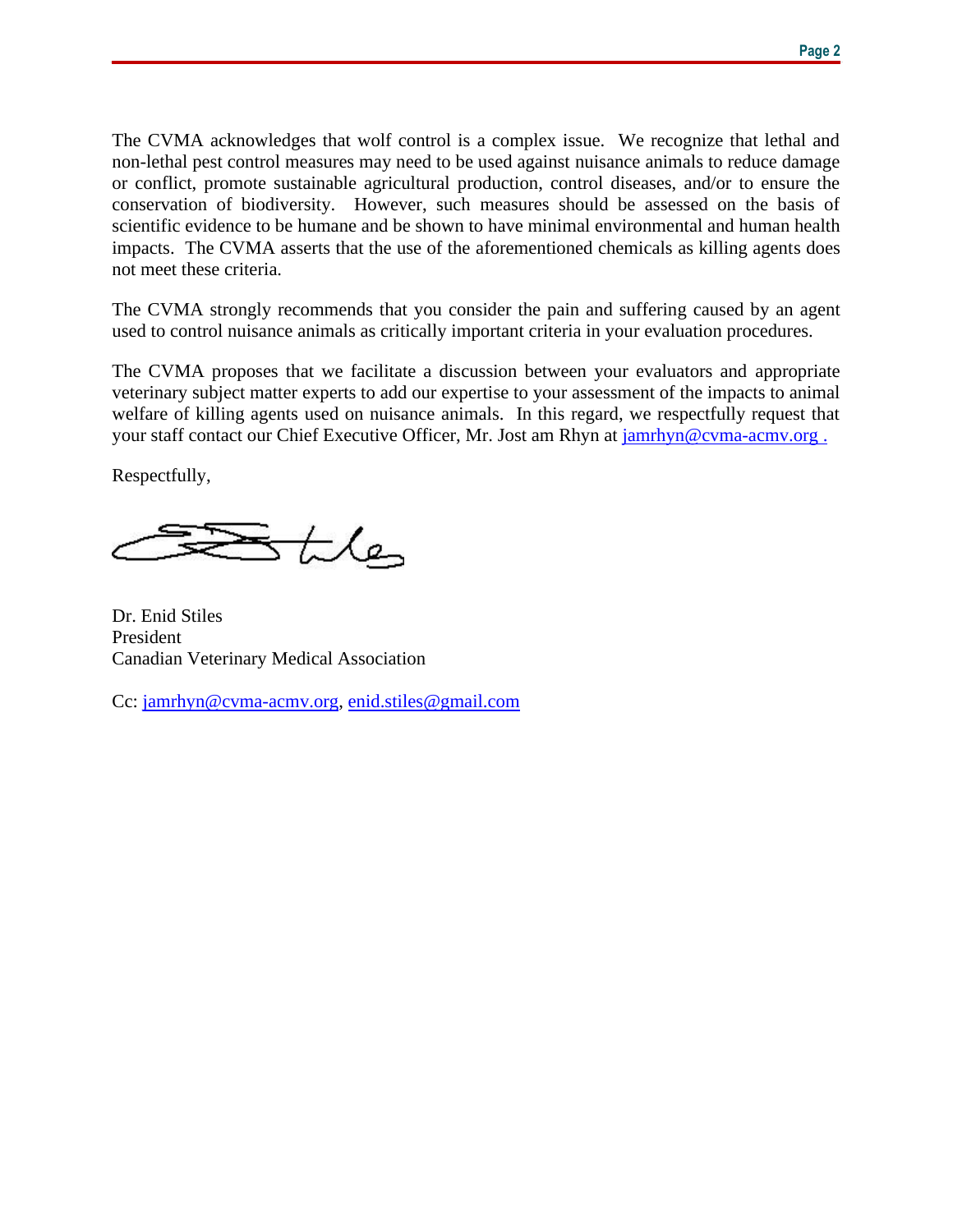The CVMA acknowledges that wolf control is a complex issue. We recognize that lethal and non-lethal pest control measures may need to be used against nuisance animals to reduce damage or conflict, promote sustainable agricultural production, control diseases, and/or to ensure the conservation of biodiversity. However, such measures should be assessed on the basis of scientific evidence to be humane and be shown to have minimal environmental and human health impacts. The CVMA asserts that the use of the aforementioned chemicals as killing agents does not meet these criteria.

The CVMA strongly recommends that you consider the pain and suffering caused by an agent used to control nuisance animals as critically important criteria in your evaluation procedures.

The CVMA proposes that we facilitate a discussion between your evaluators and appropriate veterinary subject matter experts to add our expertise to your assessment of the impacts to animal welfare of killing agents used on nuisance animals. In this regard, we respectfully request that your staff contact our Chief Executive Officer, Mr. Jost am Rhyn at jamrhyn@cvma-acmv.org .

Respectfully,

Dr. Enid Stiles
President
Canadian Veterinary Medical Association

Cc: jamrhyn@cvma-acmv.org, enid.stiles@gmail.com